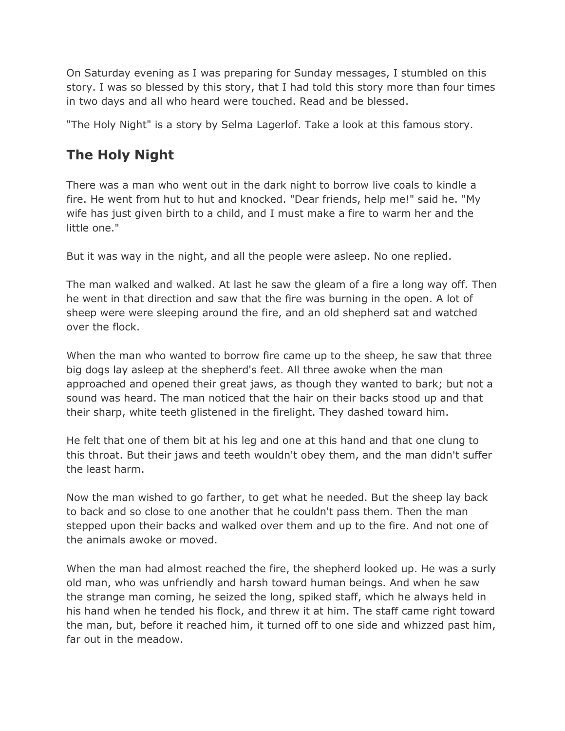On Saturday evening as I was preparing for Sunday messages, I stumbled on this story. I was so blessed by this story, that I had told this story more than four times in two days and all who heard were touched. Read and be blessed.

"The Holy Night" is a story by Selma Lagerlof. Take a look at this famous story.

## The Holy Night

There was a man who went out in the dark night to borrow live coals to kindle a fire. He went from hut to hut and knocked. "Dear friends, help me!" said he. "My wife has just given birth to a child, and I must make a fire to warm her and the little one."

But it was way in the night, and all the people were asleep. No one replied.

The man walked and walked. At last he saw the gleam of a fire a long way off. Then he went in that direction and saw that the fire was burning in the open. A lot of sheep were were sleeping around the fire, and an old shepherd sat and watched over the flock.

When the man who wanted to borrow fire came up to the sheep, he saw that three big dogs lay asleep at the shepherd's feet. All three awoke when the man approached and opened their great jaws, as though they wanted to bark; but not a sound was heard. The man noticed that the hair on their backs stood up and that their sharp, white teeth glistened in the firelight. They dashed toward him.

He felt that one of them bit at his leg and one at this hand and that one clung to this throat. But their jaws and teeth wouldn't obey them, and the man didn't suffer the least harm.

Now the man wished to go farther, to get what he needed. But the sheep lay back to back and so close to one another that he couldn't pass them. Then the man stepped upon their backs and walked over them and up to the fire. And not one of the animals awoke or moved.

When the man had almost reached the fire, the shepherd looked up. He was a surly old man, who was unfriendly and harsh toward human beings. And when he saw the strange man coming, he seized the long, spiked staff, which he always held in his hand when he tended his flock, and threw it at him. The staff came right toward the man, but, before it reached him, it turned off to one side and whizzed past him, far out in the meadow.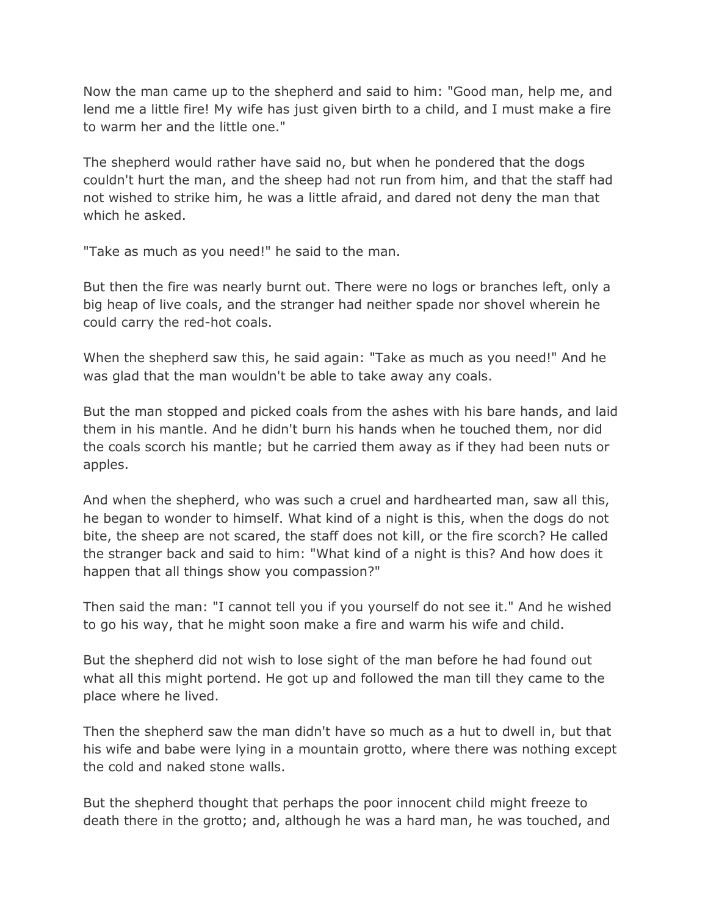Now the man came up to the shepherd and said to him: "Good man, help me, and lend me a little fire! My wife has just given birth to a child, and I must make a fire to warm her and the little one."

The shepherd would rather have said no, but when he pondered that the dogs couldn't hurt the man, and the sheep had not run from him, and that the staff had not wished to strike him, he was a little afraid, and dared not deny the man that which he asked.

"Take as much as you need!" he said to the man.

But then the fire was nearly burnt out. There were no logs or branches left, only a big heap of live coals, and the stranger had neither spade nor shovel wherein he could carry the red-hot coals.

When the shepherd saw this, he said again: "Take as much as you need!" And he was glad that the man wouldn't be able to take away any coals.

But the man stopped and picked coals from the ashes with his bare hands, and laid them in his mantle. And he didn't burn his hands when he touched them, nor did the coals scorch his mantle; but he carried them away as if they had been nuts or apples.

And when the shepherd, who was such a cruel and hardhearted man, saw all this, he began to wonder to himself. What kind of a night is this, when the dogs do not bite, the sheep are not scared, the staff does not kill, or the fire scorch? He called the stranger back and said to him: "What kind of a night is this? And how does it happen that all things show you compassion?"

Then said the man: "I cannot tell you if you yourself do not see it." And he wished to go his way, that he might soon make a fire and warm his wife and child.

But the shepherd did not wish to lose sight of the man before he had found out what all this might portend. He got up and followed the man till they came to the place where he lived.

Then the shepherd saw the man didn't have so much as a hut to dwell in, but that his wife and babe were lying in a mountain grotto, where there was nothing except the cold and naked stone walls.

But the shepherd thought that perhaps the poor innocent child might freeze to death there in the grotto; and, although he was a hard man, he was touched, and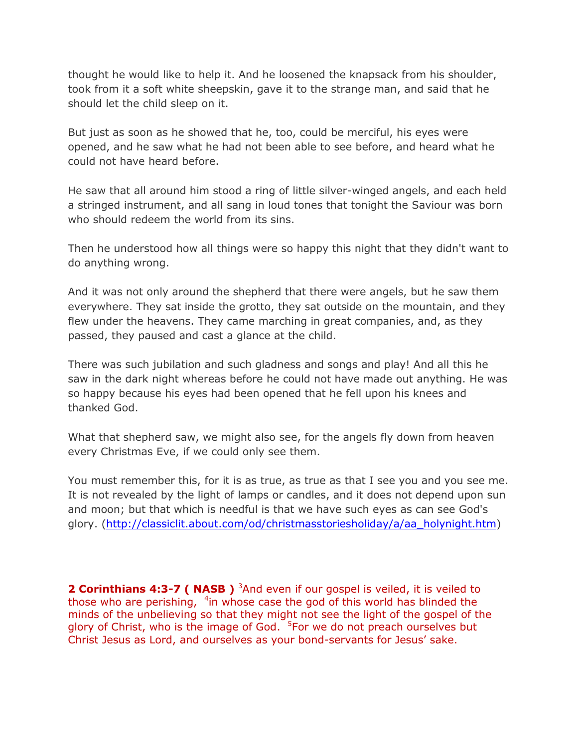thought he would like to help it. And he loosened the knapsack from his shoulder, took from it a soft white sheepskin, gave it to the strange man, and said that he should let the child sleep on it.

But just as soon as he showed that he, too, could be merciful, his eyes were opened, and he saw what he had not been able to see before, and heard what he could not have heard before.

He saw that all around him stood a ring of little silver-winged angels, and each held a stringed instrument, and all sang in loud tones that tonight the Saviour was born who should redeem the world from its sins.

Then he understood how all things were so happy this night that they didn't want to do anything wrong.

And it was not only around the shepherd that there were angels, but he saw them everywhere. They sat inside the grotto, they sat outside on the mountain, and they flew under the heavens. They came marching in great companies, and, as they passed, they paused and cast a glance at the child.

There was such jubilation and such gladness and songs and play! And all this he saw in the dark night whereas before he could not have made out anything. He was so happy because his eyes had been opened that he fell upon his knees and thanked God.

What that shepherd saw, we might also see, for the angels fly down from heaven every Christmas Eve, if we could only see them.

You must remember this, for it is as true, as true as that I see you and you see me. It is not revealed by the light of lamps or candles, and it does not depend upon sun and moon; but that which is needful is that we have such eyes as can see God's glory. ([http://classiclit.about.com/od/christmasstoriesholiday/a/aa_holynight.htm](http://classiclit.about.com/od/christmasstoriesholiday/a/aa_holynight.htm))

**2 Corinthians 4:3-7 ( NASB )** [3]And even if our gospel is veiled, it is veiled to those who are perishing, [4]in whose case the god of this world has blinded the minds of the unbelieving so that they might not see the light of the gospel of the glory of Christ, who is the image of God. [5]For we do not preach ourselves but Christ Jesus as Lord, and ourselves as your bond-servants for Jesus' sake.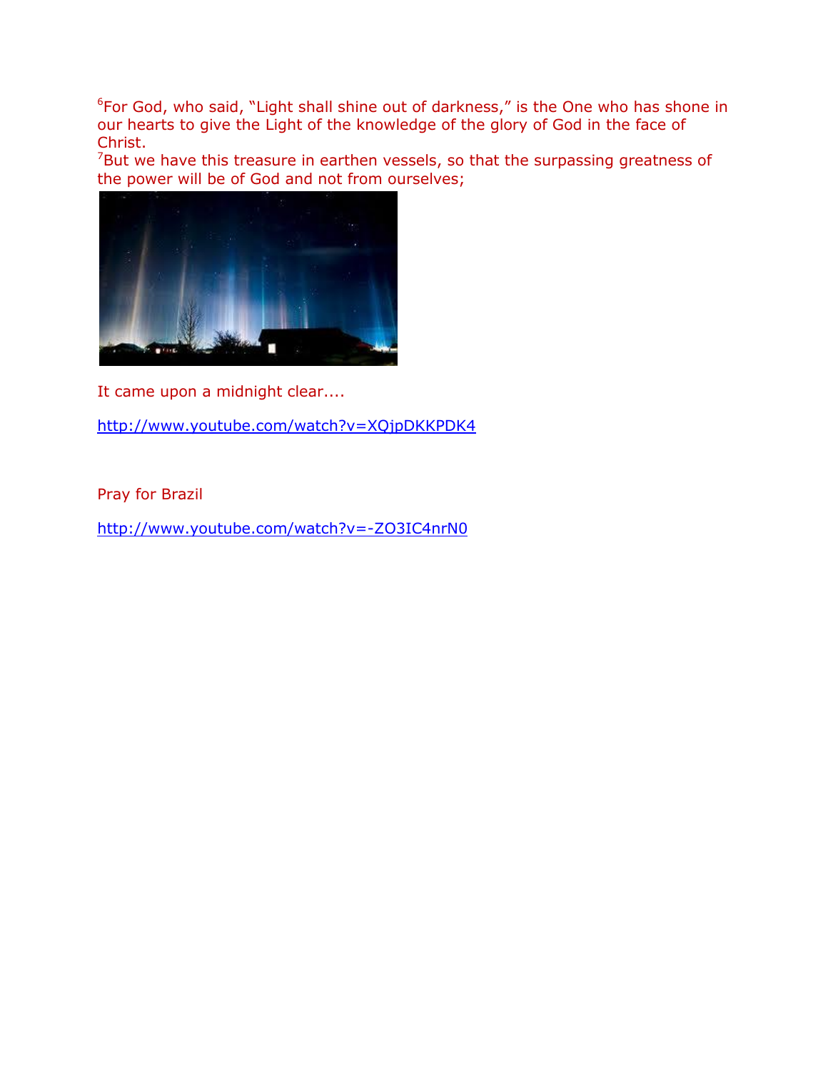[6]For God, who said, "Light shall shine out of darkness," is the One who has shone in our hearts to give the Light of the knowledge of the glory of God in the face of Christ.
[7]But we have this treasure in earthen vessels, so that the surpassing greatness of the power will be of God and not from ourselves;

It came upon a midnight clear....

http://www.youtube.com/watch?v=XQjpDKKPDK4

Pray for Brazil

http://www.youtube.com/watch?v=-ZO3IC4nrN0